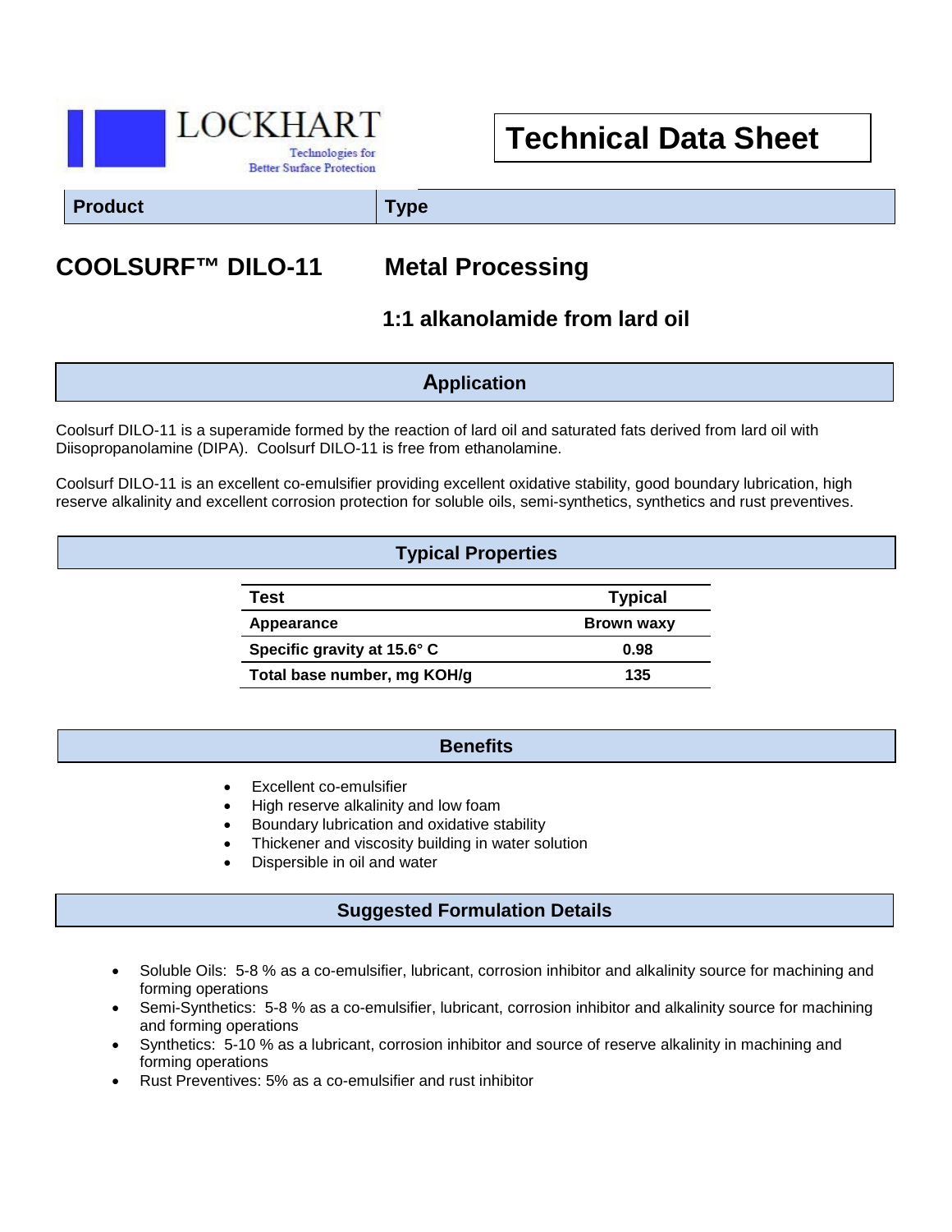LOCKHART

Technologies for Better Surface Protection

# Technical Data Sheet

| Product | Type |
|---|---|
| **COOLSURF™ DILO-11** | **Metal Processing** |
| | **1:1 alkanolamide from lard oil** |

## Application

Coolsurf DILO-11 is a superamide formed by the reaction of lard oil and saturated fats derived from lard oil with Diisopropanolamine (DIPA). Coolsurf DILO-11 is free from ethanolamine.

Coolsurf DILO-11 is an excellent co-emulsifier providing excellent oxidative stability, good boundary lubrication, high reserve alkalinity and excellent corrosion protection for soluble oils, semi-synthetics, synthetics and rust preventives.

## Typical Properties

| Test | Typical |
|---|---|
| Appearance | Brown waxy |
| Specific gravity at 15.6° C | 0.98 |
| Total base number, mg KOH/g | 135 |

## Benefits

- Excellent co-emulsifier
- High reserve alkalinity and low foam
- Boundary lubrication and oxidative stability
- Thickener and viscosity building in water solution
- Dispersible in oil and water

## Suggested Formulation Details

- Soluble Oils: 5-8 % as a co-emulsifier, lubricant, corrosion inhibitor and alkalinity source for machining and forming operations
- Semi-Synthetics: 5-8 % as a co-emulsifier, lubricant, corrosion inhibitor and alkalinity source for machining and forming operations
- Synthetics: 5-10 % as a lubricant, corrosion inhibitor and source of reserve alkalinity in machining and forming operations
- Rust Preventives: 5% as a co-emulsifier and rust inhibitor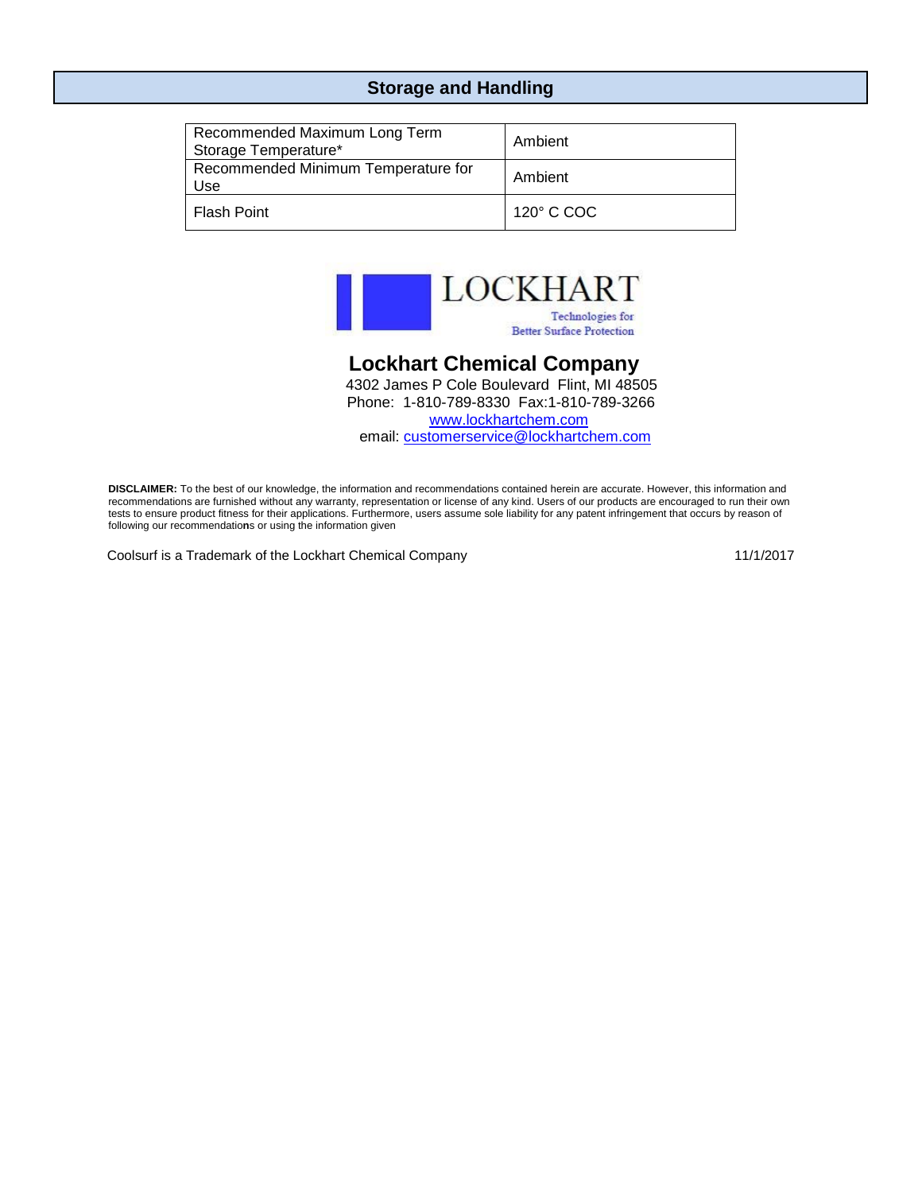## Storage and Handling

| | |
|---|---|
| Recommended Maximum Long Term Storage Temperature* | Ambient |
| Recommended Minimum Temperature for Use | Ambient |
| Flash Point | 120° C COC |

LOCKHART

Technologies for Better Surface Protection

**Lockhart Chemical Company**

4302 James P Cole Boulevard Flint, MI 48505

Phone: 1-810-789-8330 Fax:1-810-789-3266

www.lockhartchem.com

email: customerservice@lockhartchem.com

**DISCLAIMER:** To the best of our knowledge, the information and recommendations contained herein are accurate. However, this information and recommendations are furnished without any warranty, representation or license of any kind. Users of our products are encouraged to run their own tests to ensure product fitness for their applications. Furthermore, users assume sole liability for any patent infringement that occurs by reason of following our recommendations or using the information given

Coolsurf is a Trademark of the Lockhart Chemical Company

11/1/2017